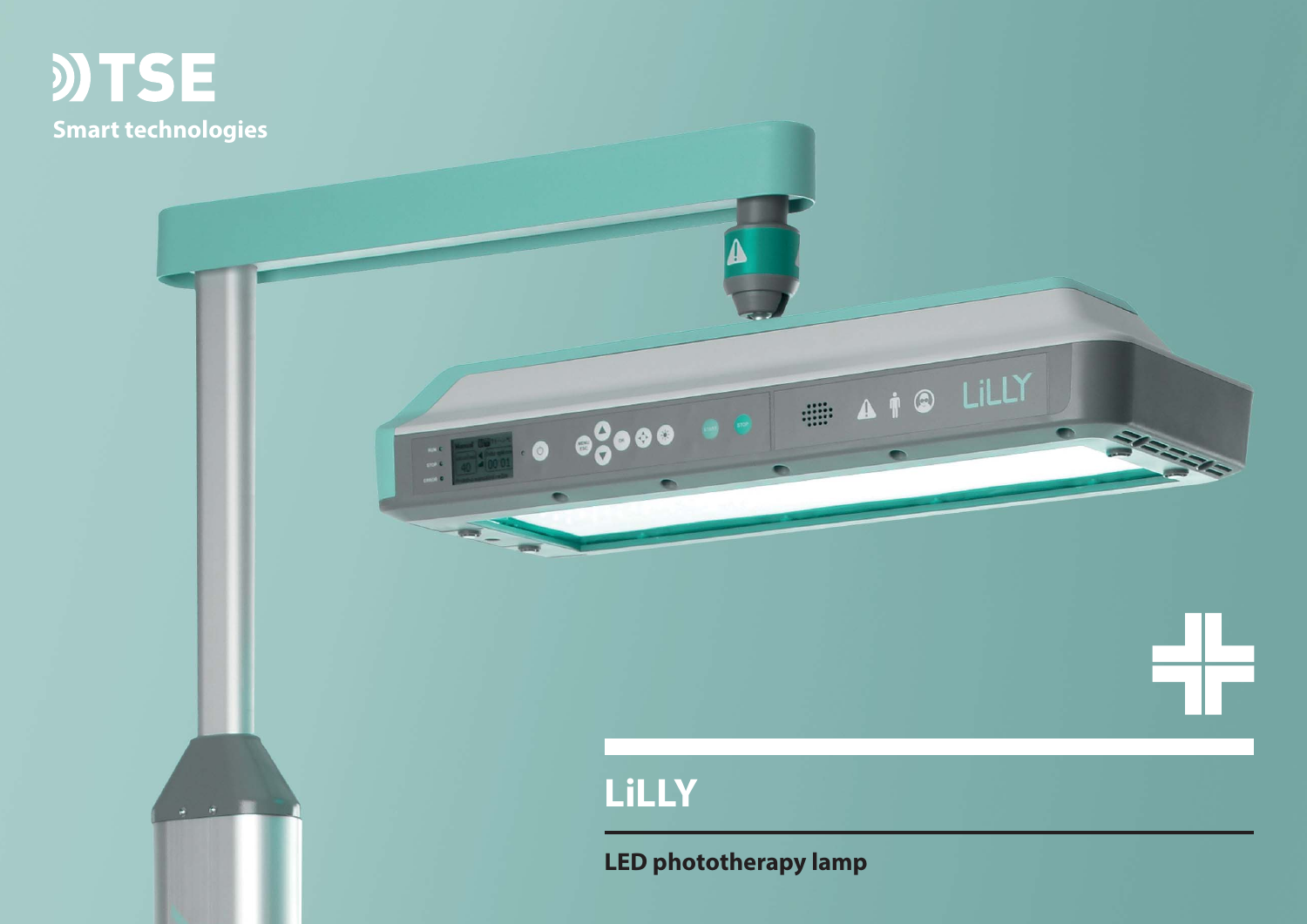TSE

Smart technologies

# LiLLY

**LED phototherapy lamp**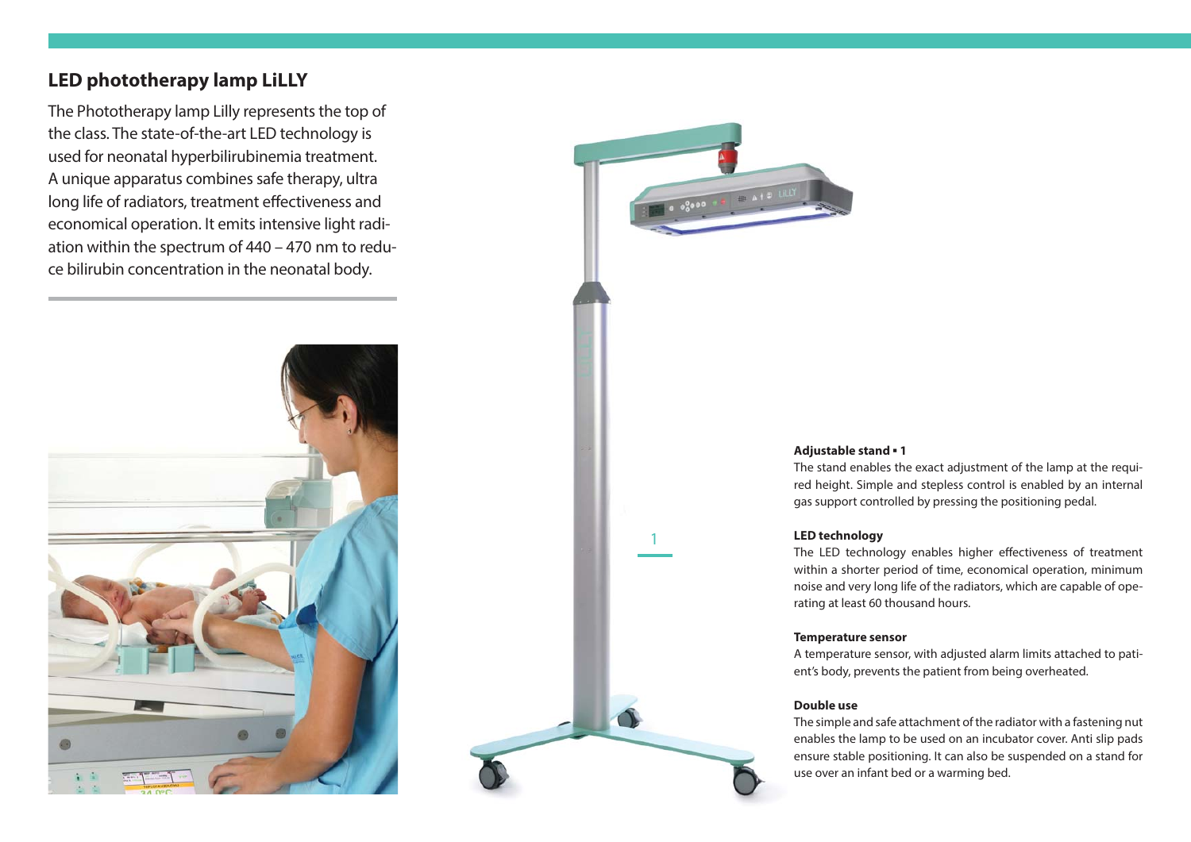## LED phototherapy lamp LiLLY

The Phototherapy lamp Lilly represents the top of the class. The state-of-the-art LED technology is used for neonatal hyperbilirubinemia treatment. A unique apparatus combines safe therapy, ultra long life of radiators, treatment effectiveness and economical operation. It emits intensive light radiation within the spectrum of 440 – 470 nm to reduce bilirubin concentration in the neonatal body.

1

**Adjustable stand ▪ 1**

The stand enables the exact adjustment of the lamp at the required height. Simple and stepless control is enabled by an internal gas support controlled by pressing the positioning pedal.

**LED technology**

The LED technology enables higher effectiveness of treatment within a shorter period of time, economical operation, minimum noise and very long life of the radiators, which are capable of operating at least 60 thousand hours.

**Temperature sensor**

A temperature sensor, with adjusted alarm limits attached to patient's body, prevents the patient from being overheated.

**Double use**

The simple and safe attachment of the radiator with a fastening nut enables the lamp to be used on an incubator cover. Anti slip pads ensure stable positioning. It can also be suspended on a stand for use over an infant bed or a warming bed.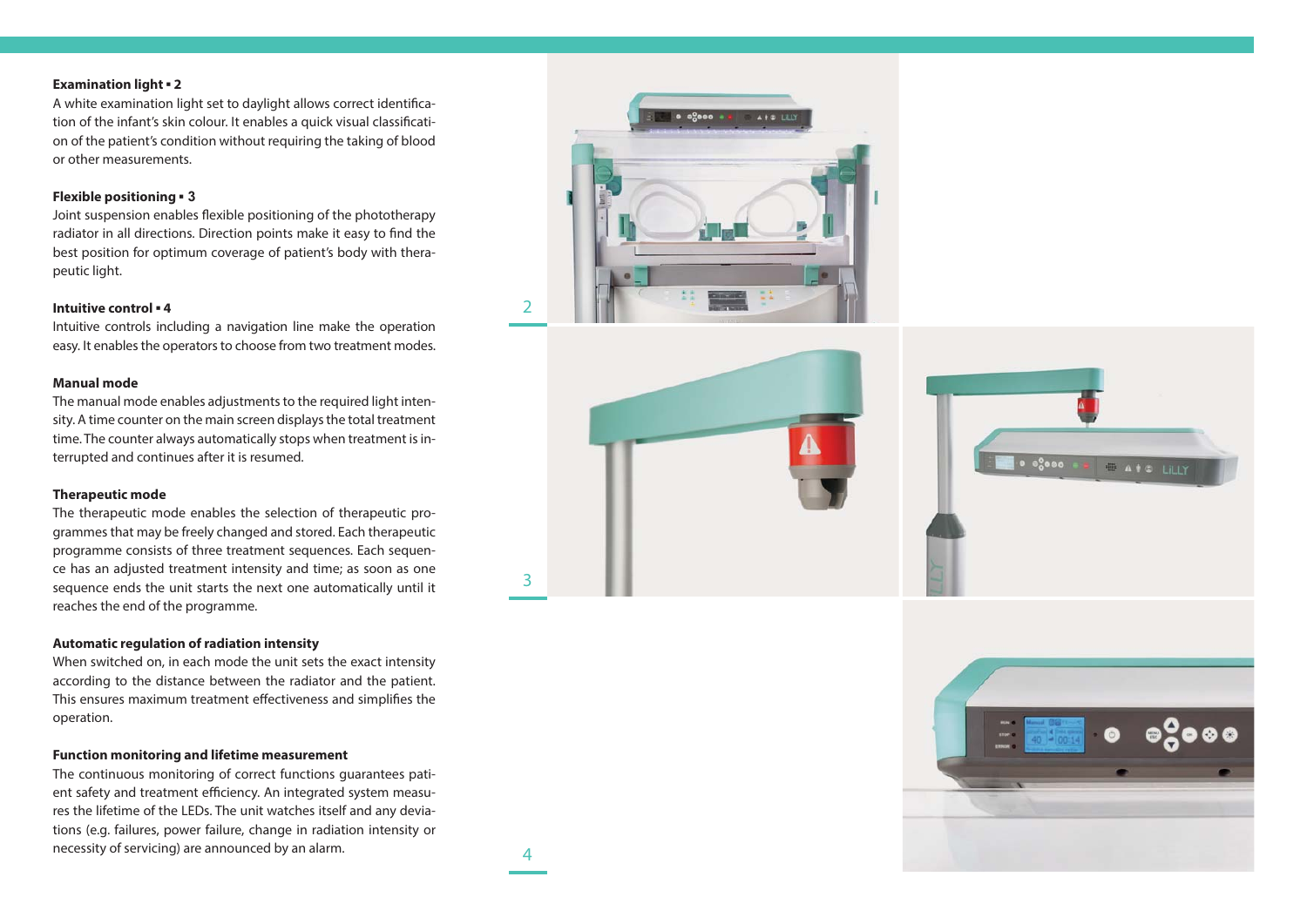**Examination light ▪ 2**

A white examination light set to daylight allows correct identification of the infant's skin colour. It enables a quick visual classification of the patient's condition without requiring the taking of blood or other measurements.

**Flexible positioning ▪ 3**

Joint suspension enables flexible positioning of the phototherapy radiator in all directions. Direction points make it easy to find the best position for optimum coverage of patient's body with therapeutic light.

**Intuitive control ▪ 4**

Intuitive controls including a navigation line make the operation easy. It enables the operators to choose from two treatment modes.

**Manual mode**

The manual mode enables adjustments to the required light intensity. A time counter on the main screen displays the total treatment time. The counter always automatically stops when treatment is interrupted and continues after it is resumed.

**Therapeutic mode**

The therapeutic mode enables the selection of therapeutic programmes that may be freely changed and stored. Each therapeutic programme consists of three treatment sequences. Each sequence has an adjusted treatment intensity and time; as soon as one sequence ends the unit starts the next one automatically until it reaches the end of the programme.

**Automatic regulation of radiation intensity**

When switched on, in each mode the unit sets the exact intensity according to the distance between the radiator and the patient. This ensures maximum treatment effectiveness and simplifies the operation.

**Function monitoring and lifetime measurement**

The continuous monitoring of correct functions guarantees patient safety and treatment efficiency. An integrated system measures the lifetime of the LEDs. The unit watches itself and any deviations (e.g. failures, power failure, change in radiation intensity or necessity of servicing) are announced by an alarm.

2

3

4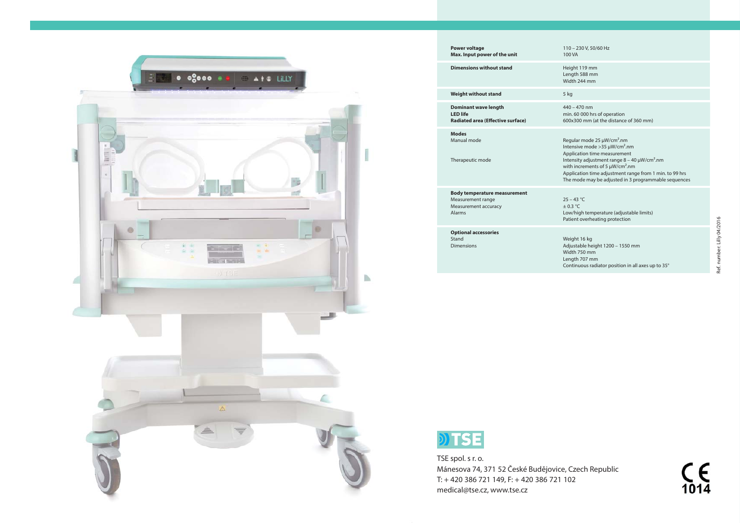| | |
|---|---|
| **Power voltage**<br>**Max. Input power of the unit** | 110 – 230 V, 50/60 Hz<br>100 VA |
| **Dimensions without stand** | Height 119 mm<br>Length 588 mm<br>Width 244 mm |
| **Weight without stand** | 5 kg |
| **Dominant wave length**<br>**LED life**<br>**Radiated area (Effective surface)** | 440 – 470 nm<br>min. 60 000 hrs of operation<br>600x300 mm (at the distance of 360 mm) |
| **Modes** | |
| Manual mode | Regular mode 25 μW/cm².nm<br>Intensive mode >35 μW/cm².nm<br>Application time measurement |
| Therapeutic mode | Intensity adjustment range 8 – 40 μW/cm².nm with increments of 5 μW/cm².nm<br>Application time adjustment range from 1 min. to 99 hrs<br>The mode may be adjusted in 3 programmable sequences |
| **Body temperature measurement** | |
| Measurement range | 25 – 43 °C |
| Measurement accuracy | ± 0.3 °C |
| Alarms | Low/high temperature (adjustable limits)<br>Patient overheating protection |
| **Optional accessories** | |
| Stand | Weight 16 kg |
| Dimensions | Adjustable height 1200 – 1550 mm<br>Width 750 mm<br>Length 707 mm<br>Continuous radiator position in all axes up to 35° |

Ref. number: Lilly 04/2016

TSE spol. s r. o.
Mánesova 74, 371 52 České Budějovice, Czech Republic
T: + 420 386 721 149, F: + 420 386 721 102
medical@tse.cz, www.tse.cz

CE 1014